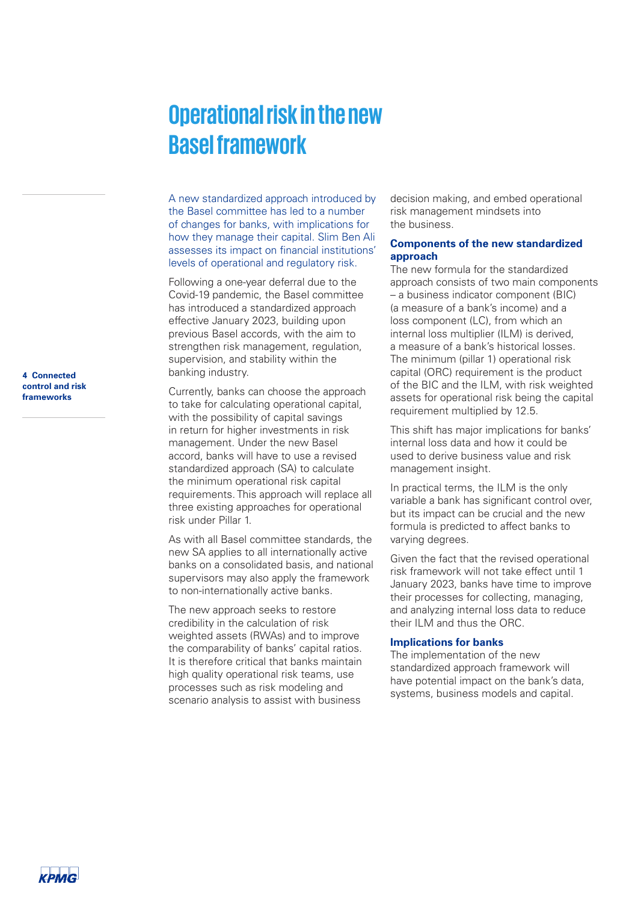# Operational risk in the new Basel framework

A new standardized approach introduced by the Basel committee has led to a number of changes for banks, with implications for how they manage their capital. Slim Ben Ali assesses its impact on financial institutions' levels of operational and regulatory risk.

Following a one-year deferral due to the Covid-19 pandemic, the Basel committee has introduced a standardized approach effective January 2023, building upon previous Basel accords, with the aim to strengthen risk management, regulation, supervision, and stability within the banking industry.

Currently, banks can choose the approach to take for calculating operational capital, with the possibility of capital savings in return for higher investments in risk management. Under the new Basel accord, banks will have to use a revised standardized approach (SA) to calculate the minimum operational risk capital requirements. This approach will replace all three existing approaches for operational risk under Pillar 1.

As with all Basel committee standards, the new SA applies to all internationally active banks on a consolidated basis, and national supervisors may also apply the framework to non-internationally active banks.

The new approach seeks to restore credibility in the calculation of risk weighted assets (RWAs) and to improve the comparability of banks' capital ratios. It is therefore critical that banks maintain high quality operational risk teams, use processes such as risk modeling and scenario analysis to assist with business decision making, and embed operational risk management mindsets into the business.

### Components of the new standardized approach

The new formula for the standardized approach consists of two main components – a business indicator component (BIC) (a measure of a bank's income) and a loss component (LC), from which an internal loss multiplier (ILM) is derived, a measure of a bank's historical losses. The minimum (pillar 1) operational risk capital (ORC) requirement is the product of the BIC and the ILM, with risk weighted assets for operational risk being the capital requirement multiplied by 12.5.

This shift has major implications for banks' internal loss data and how it could be used to derive business value and risk management insight.

In practical terms, the ILM is the only variable a bank has significant control over, but its impact can be crucial and the new formula is predicted to affect banks to varying degrees.

Given the fact that the revised operational risk framework will not take effect until 1 January 2023, banks have time to improve their processes for collecting, managing, and analyzing internal loss data to reduce their ILM and thus the ORC.

### Implications for banks

The implementation of the new standardized approach framework will have potential impact on the bank's data, systems, business models and capital.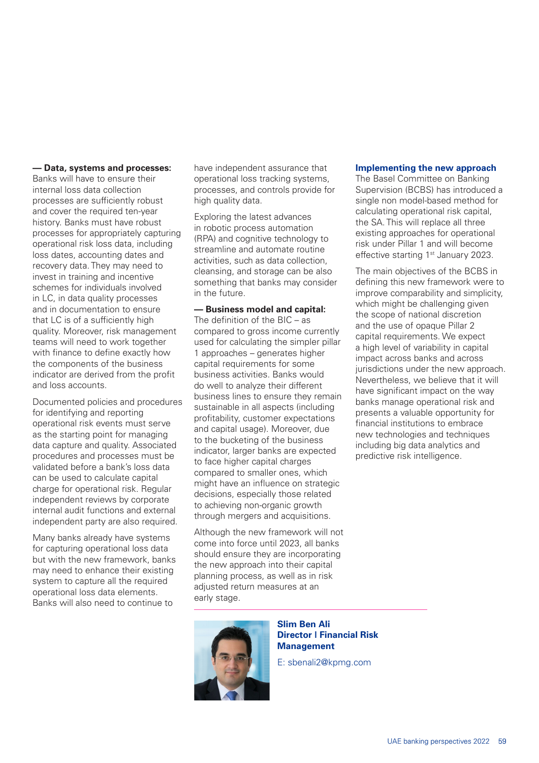**— Data, systems and processes:** Banks will have to ensure their internal loss data collection processes are sufficiently robust and cover the required ten-year history. Banks must have robust processes for appropriately capturing operational risk loss data, including loss dates, accounting dates and recovery data. They may need to invest in training and incentive schemes for individuals involved in LC, in data quality processes and in documentation to ensure that LC is of a sufficiently high quality. Moreover, risk management teams will need to work together with finance to define exactly how the components of the business indicator are derived from the profit and loss accounts.

Documented policies and procedures for identifying and reporting operational risk events must serve as the starting point for managing data capture and quality. Associated procedures and processes must be validated before a bank's loss data can be used to calculate capital charge for operational risk. Regular independent reviews by corporate internal audit functions and external independent party are also required.

Many banks already have systems for capturing operational loss data but with the new framework, banks may need to enhance their existing system to capture all the required operational loss data elements. Banks will also need to continue to have independent assurance that operational loss tracking systems, processes, and controls provide for high quality data.

Exploring the latest advances in robotic process automation (RPA) and cognitive technology to streamline and automate routine activities, such as data collection, cleansing, and storage can be also something that banks may consider in the future.

**— Business model and capital:** The definition of the BIC – as compared to gross income currently used for calculating the simpler pillar 1 approaches – generates higher capital requirements for some business activities. Banks would do well to analyze their different business lines to ensure they remain sustainable in all aspects (including profitability, customer expectations and capital usage). Moreover, due to the bucketing of the business indicator, larger banks are expected to face higher capital charges compared to smaller ones, which might have an influence on strategic decisions, especially those related to achieving non-organic growth through mergers and acquisitions.

Although the new framework will not come into force until 2023, all banks should ensure they are incorporating the new approach into their capital planning process, as well as in risk adjusted return measures at an early stage.

## Implementing the new approach

The Basel Committee on Banking Supervision (BCBS) has introduced a single non model-based method for calculating operational risk capital, the SA. This will replace all three existing approaches for operational risk under Pillar 1 and will become effective starting 1st January 2023.

The main objectives of the BCBS in defining this new framework were to improve comparability and simplicity, which might be challenging given the scope of national discretion and the use of opaque Pillar 2 capital requirements. We expect a high level of variability in capital impact across banks and across jurisdictions under the new approach. Nevertheless, we believe that it will have significant impact on the way banks manage operational risk and presents a valuable opportunity for financial institutions to embrace new technologies and techniques including big data analytics and predictive risk intelligence.

**Slim Ben Ali**
**Director | Financial Risk Management**

E: sbenali2@kpmg.com